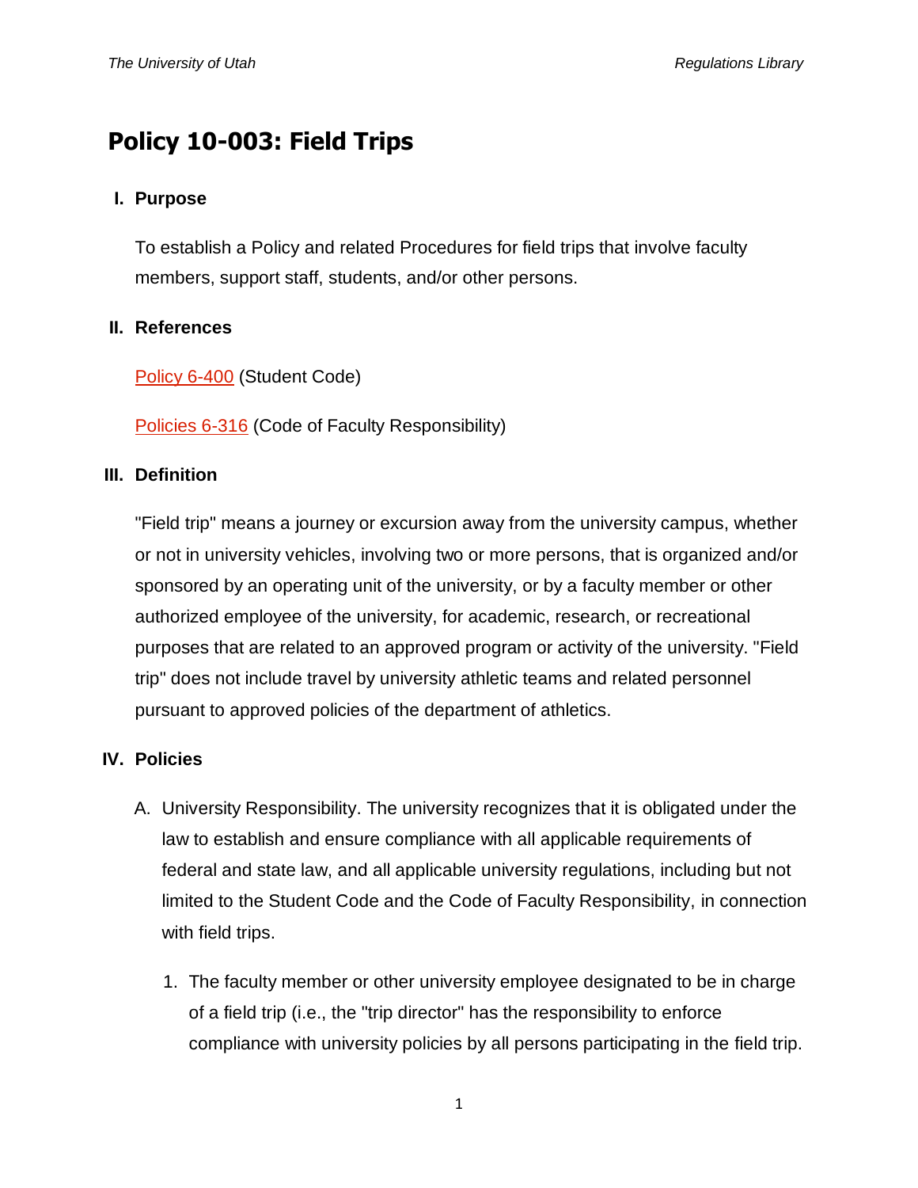# Policy 10-003: Field Trips

## I. Purpose

To establish a Policy and related Procedures for field trips that involve faculty members, support staff, students, and/or other persons.

## II. References

Policy 6-400 (Student Code)

Policies 6-316 (Code of Faculty Responsibility)

## III. Definition

"Field trip" means a journey or excursion away from the university campus, whether or not in university vehicles, involving two or more persons, that is organized and/or sponsored by an operating unit of the university, or by a faculty member or other authorized employee of the university, for academic, research, or recreational purposes that are related to an approved program or activity of the university. "Field trip" does not include travel by university athletic teams and related personnel pursuant to approved policies of the department of athletics.

## IV. Policies

A. University Responsibility. The university recognizes that it is obligated under the law to establish and ensure compliance with all applicable requirements of federal and state law, and all applicable university regulations, including but not limited to the Student Code and the Code of Faculty Responsibility, in connection with field trips.

   1. The faculty member or other university employee designated to be in charge of a field trip (i.e., the "trip director" has the responsibility to enforce compliance with university policies by all persons participating in the field trip.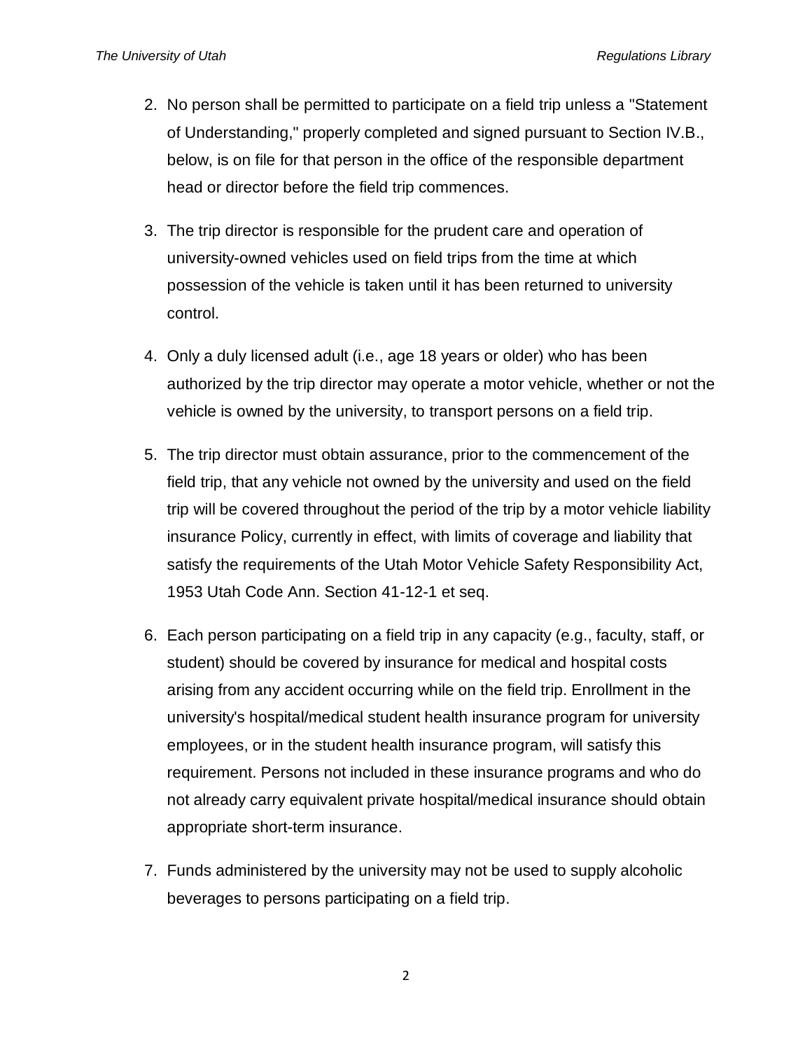2. No person shall be permitted to participate on a field trip unless a "Statement of Understanding," properly completed and signed pursuant to Section IV.B., below, is on file for that person in the office of the responsible department head or director before the field trip commences.

3. The trip director is responsible for the prudent care and operation of university-owned vehicles used on field trips from the time at which possession of the vehicle is taken until it has been returned to university control.

4. Only a duly licensed adult (i.e., age 18 years or older) who has been authorized by the trip director may operate a motor vehicle, whether or not the vehicle is owned by the university, to transport persons on a field trip.

5. The trip director must obtain assurance, prior to the commencement of the field trip, that any vehicle not owned by the university and used on the field trip will be covered throughout the period of the trip by a motor vehicle liability insurance Policy, currently in effect, with limits of coverage and liability that satisfy the requirements of the Utah Motor Vehicle Safety Responsibility Act, 1953 Utah Code Ann. Section 41-12-1 et seq.

6. Each person participating on a field trip in any capacity (e.g., faculty, staff, or student) should be covered by insurance for medical and hospital costs arising from any accident occurring while on the field trip. Enrollment in the university's hospital/medical student health insurance program for university employees, or in the student health insurance program, will satisfy this requirement. Persons not included in these insurance programs and who do not already carry equivalent private hospital/medical insurance should obtain appropriate short-term insurance.

7. Funds administered by the university may not be used to supply alcoholic beverages to persons participating on a field trip.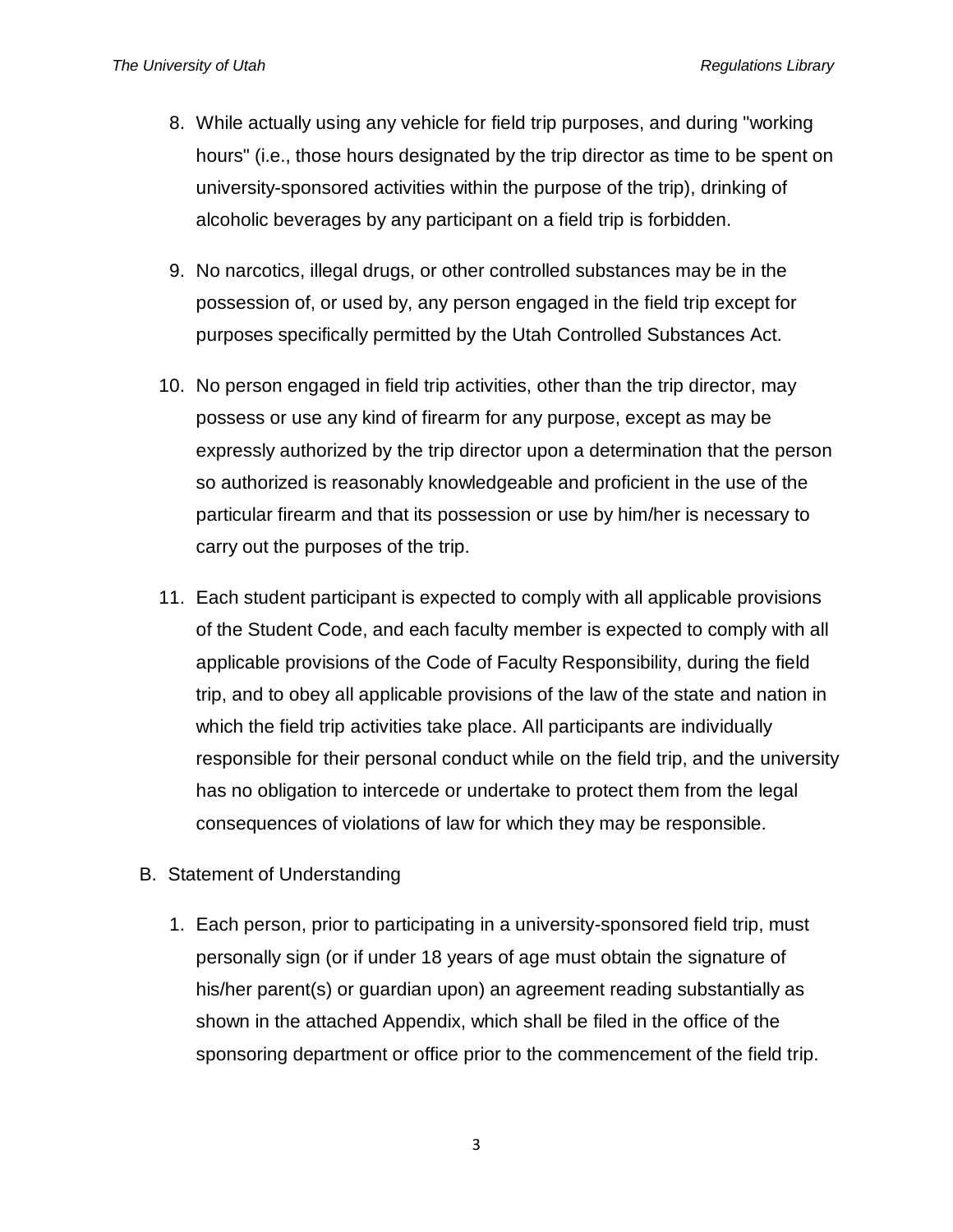8. While actually using any vehicle for field trip purposes, and during "working hours" (i.e., those hours designated by the trip director as time to be spent on university-sponsored activities within the purpose of the trip), drinking of alcoholic beverages by any participant on a field trip is forbidden.

9. No narcotics, illegal drugs, or other controlled substances may be in the possession of, or used by, any person engaged in the field trip except for purposes specifically permitted by the Utah Controlled Substances Act.

10. No person engaged in field trip activities, other than the trip director, may possess or use any kind of firearm for any purpose, except as may be expressly authorized by the trip director upon a determination that the person so authorized is reasonably knowledgeable and proficient in the use of the particular firearm and that its possession or use by him/her is necessary to carry out the purposes of the trip.

11. Each student participant is expected to comply with all applicable provisions of the Student Code, and each faculty member is expected to comply with all applicable provisions of the Code of Faculty Responsibility, during the field trip, and to obey all applicable provisions of the law of the state and nation in which the field trip activities take place. All participants are individually responsible for their personal conduct while on the field trip, and the university has no obligation to intercede or undertake to protect them from the legal consequences of violations of law for which they may be responsible.

B. Statement of Understanding

1. Each person, prior to participating in a university-sponsored field trip, must personally sign (or if under 18 years of age must obtain the signature of his/her parent(s) or guardian upon) an agreement reading substantially as shown in the attached Appendix, which shall be filed in the office of the sponsoring department or office prior to the commencement of the field trip.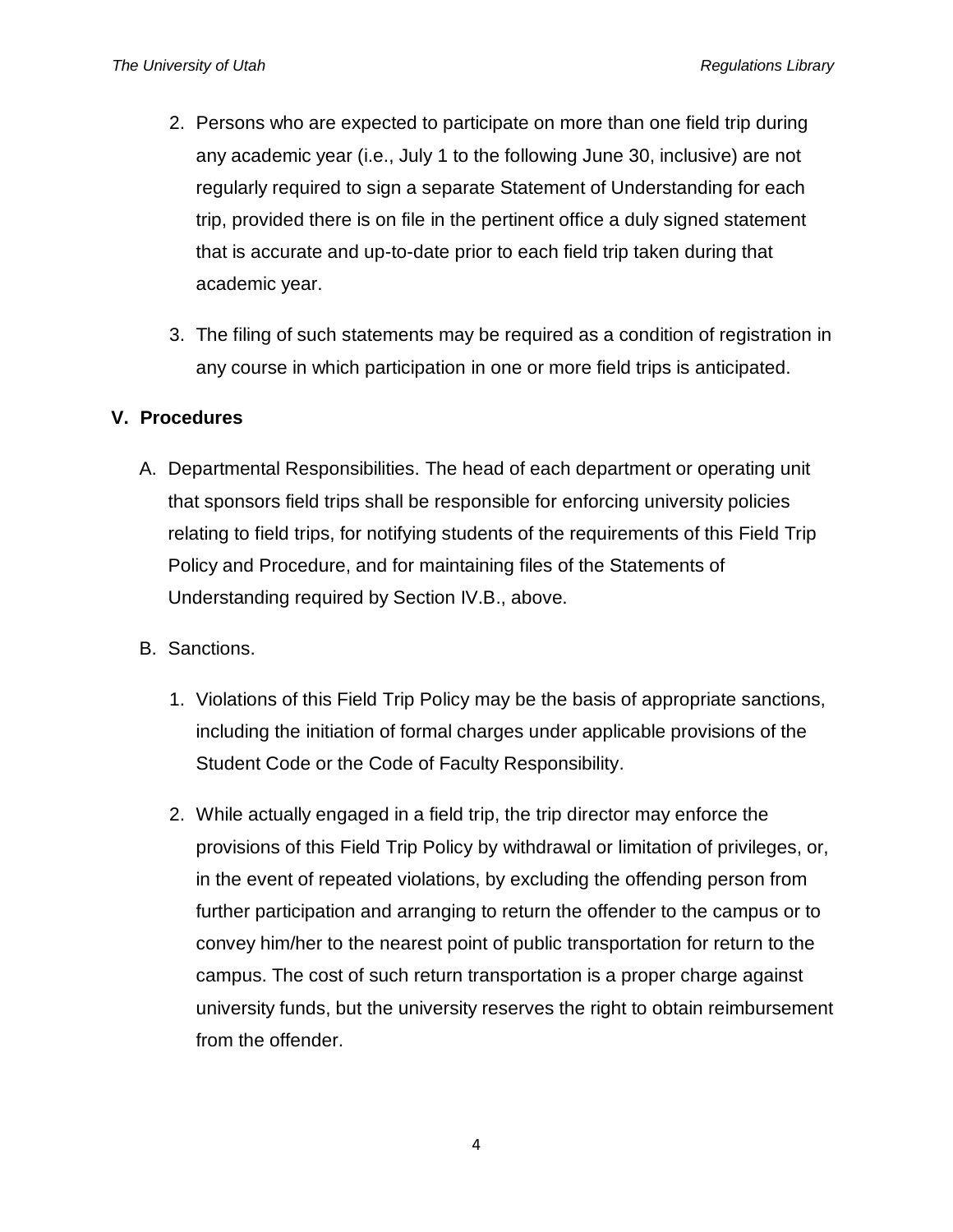2. Persons who are expected to participate on more than one field trip during any academic year (i.e., July 1 to the following June 30, inclusive) are not regularly required to sign a separate Statement of Understanding for each trip, provided there is on file in the pertinent office a duly signed statement that is accurate and up-to-date prior to each field trip taken during that academic year.

3. The filing of such statements may be required as a condition of registration in any course in which participation in one or more field trips is anticipated.

## V. Procedures

A. Departmental Responsibilities. The head of each department or operating unit that sponsors field trips shall be responsible for enforcing university policies relating to field trips, for notifying students of the requirements of this Field Trip Policy and Procedure, and for maintaining files of the Statements of Understanding required by Section IV.B., above.

B. Sanctions.

1. Violations of this Field Trip Policy may be the basis of appropriate sanctions, including the initiation of formal charges under applicable provisions of the Student Code or the Code of Faculty Responsibility.

2. While actually engaged in a field trip, the trip director may enforce the provisions of this Field Trip Policy by withdrawal or limitation of privileges, or, in the event of repeated violations, by excluding the offending person from further participation and arranging to return the offender to the campus or to convey him/her to the nearest point of public transportation for return to the campus. The cost of such return transportation is a proper charge against university funds, but the university reserves the right to obtain reimbursement from the offender.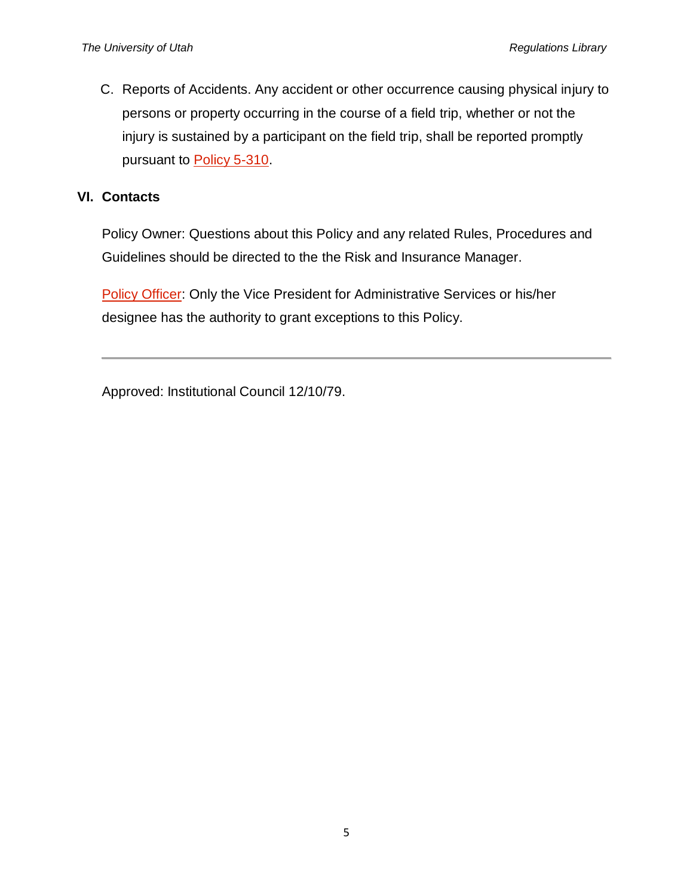C. Reports of Accidents. Any accident or other occurrence causing physical injury to persons or property occurring in the course of a field trip, whether or not the injury is sustained by a participant on the field trip, shall be reported promptly pursuant to Policy 5-310.

## VI. Contacts

Policy Owner: Questions about this Policy and any related Rules, Procedures and Guidelines should be directed to the the Risk and Insurance Manager.

Policy Officer: Only the Vice President for Administrative Services or his/her designee has the authority to grant exceptions to this Policy.

---

Approved: Institutional Council 12/10/79.